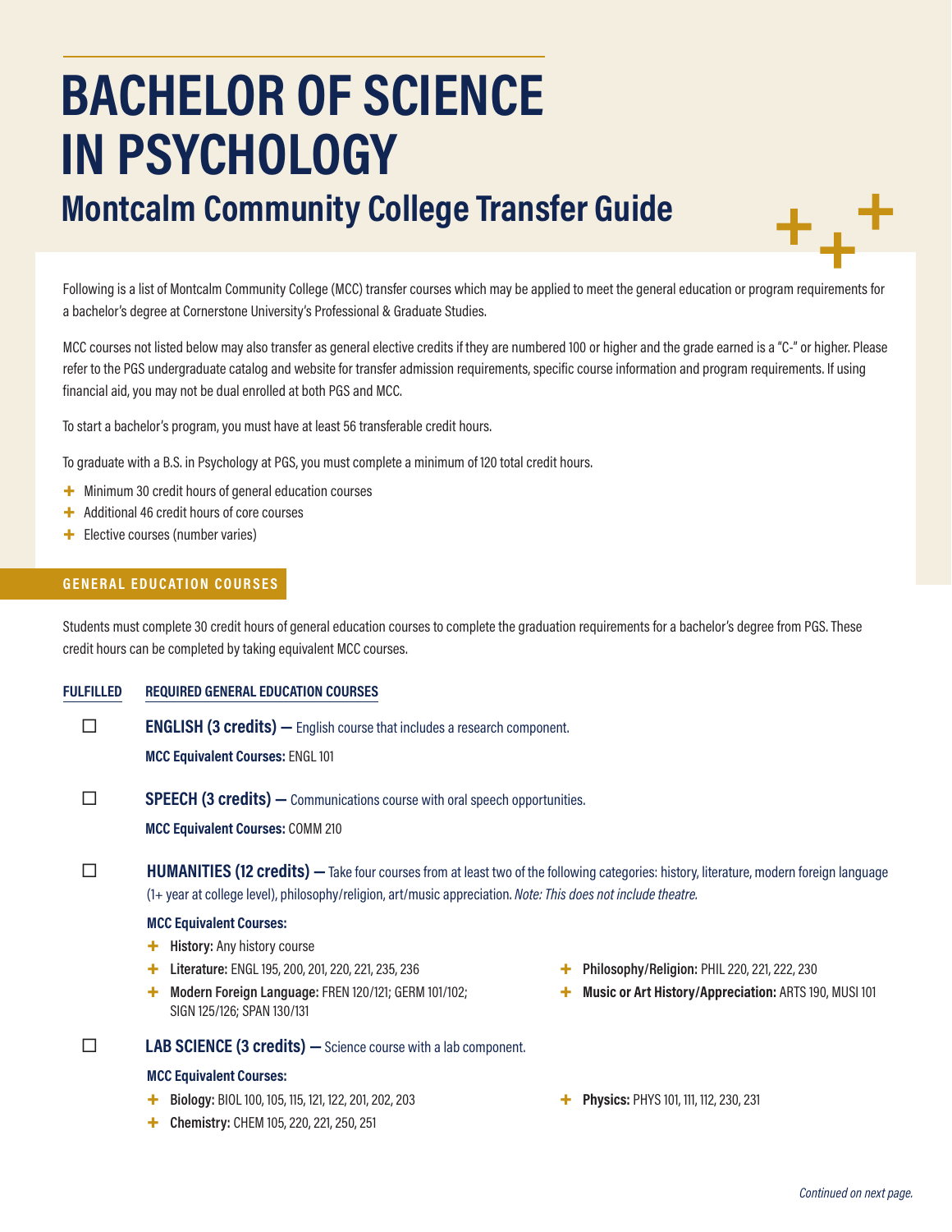# BACHELOR OF SCIENCE IN PSYCHOLOGY

## Montcalm Community College Transfer Guide

Following is a list of Montcalm Community College (MCC) transfer courses which may be applied to meet the general education or program requirements for a bachelor's degree at Cornerstone University's Professional & Graduate Studies.

MCC courses not listed below may also transfer as general elective credits if they are numbered 100 or higher and the grade earned is a "C-" or higher. Please refer to the PGS undergraduate catalog and website for transfer admission requirements, specific course information and program requirements. If using financial aid, you may not be dual enrolled at both PGS and MCC.

To start a bachelor's program, you must have at least 56 transferable credit hours.

To graduate with a B.S. in Psychology at PGS, you must complete a minimum of 120 total credit hours.

- Minimum 30 credit hours of general education courses
- Additional 46 credit hours of core courses
- Elective courses (number varies)

### GENERAL EDUCATION COURSES

Students must complete 30 credit hours of general education courses to complete the graduation requirements for a bachelor's degree from PGS. These credit hours can be completed by taking equivalent MCC courses.

**FULFILLED** | **REQUIRED GENERAL EDUCATION COURSES**

☐ **ENGLISH (3 credits) —** English course that includes a research component.

**MCC Equivalent Courses:** ENGL 101

☐ **SPEECH (3 credits) —** Communications course with oral speech opportunities.

**MCC Equivalent Courses:** COMM 210

☐ **HUMANITIES (12 credits) —** Take four courses from at least two of the following categories: history, literature, modern foreign language (1+ year at college level), philosophy/religion, art/music appreciation. *Note: This does not include theatre.*

**MCC Equivalent Courses:**

- **History:** Any history course
- **Literature:** ENGL 195, 200, 201, 220, 221, 235, 236
- **Modern Foreign Language:** FREN 120/121; GERM 101/102; SIGN 125/126; SPAN 130/131
- **Philosophy/Religion:** PHIL 220, 221, 222, 230
- **Music or Art History/Appreciation:** ARTS 190, MUSI 101

☐ **LAB SCIENCE (3 credits) —** Science course with a lab component.

**MCC Equivalent Courses:**

- **Biology:** BIOL 100, 105, 115, 121, 122, 201, 202, 203
- **Chemistry:** CHEM 105, 220, 221, 250, 251
- **Physics:** PHYS 101, 111, 112, 230, 231

*Continued on next page.*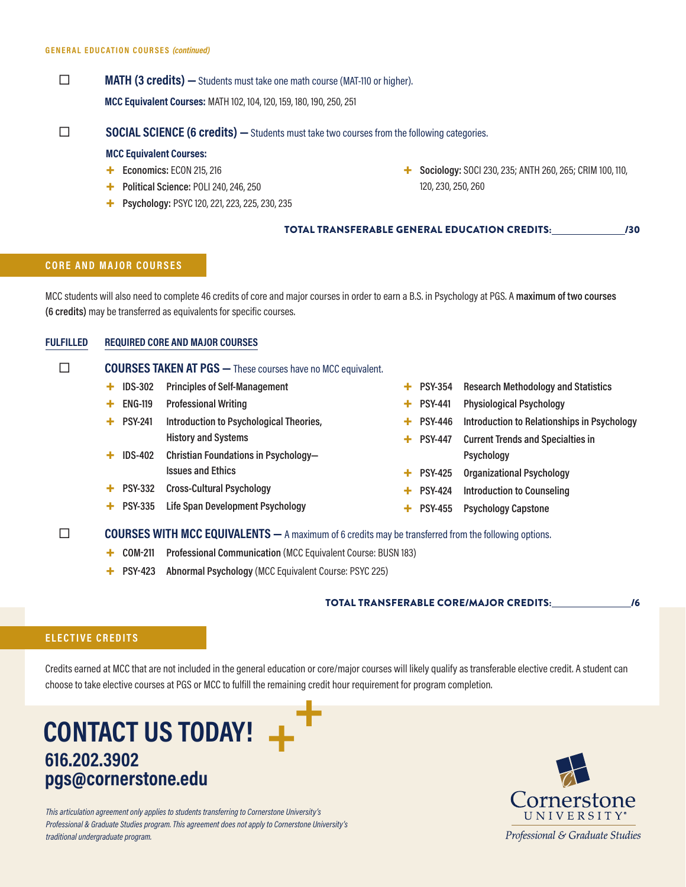**GENERAL EDUCATION COURSES *(continued)***

☐ **MATH (3 credits) —** Students must take one math course (MAT-110 or higher).

**MCC Equivalent Courses:** MATH 102, 104, 120, 159, 180, 190, 250, 251

☐ **SOCIAL SCIENCE (6 credits) —** Students must take two courses from the following categories.

**MCC Equivalent Courses:**

- **Economics:** ECON 215, 216
- **Political Science:** POLI 240, 246, 250
- **Psychology:** PSYC 120, 221, 223, 225, 230, 235
- **Sociology:** SOCI 230, 235; ANTH 260, 265; CRIM 100, 110, 120, 230, 250, 260

**TOTAL TRANSFERABLE GENERAL EDUCATION CREDITS:\_\_\_\_\_\_\_\_\_\_\_\_/30**

## CORE AND MAJOR COURSES

MCC students will also need to complete 46 credits of core and major courses in order to earn a B.S. in Psychology at PGS. A **maximum of two courses (6 credits)** may be transferred as equivalents for specific courses.

**FULFILLED** | **REQUIRED CORE AND MAJOR COURSES**

☐ **COURSES TAKEN AT PGS —** These courses have no MCC equivalent.

- **IDS-302** Principles of Self-Management
- **ENG-119** Professional Writing
- **PSY-241** Introduction to Psychological Theories, History and Systems
- **IDS-402** Christian Foundations in Psychology—Issues and Ethics
- **PSY-332** Cross-Cultural Psychology
- **PSY-335** Life Span Development Psychology
- **PSY-354** Research Methodology and Statistics
- **PSY-441** Physiological Psychology
- **PSY-446** Introduction to Relationships in Psychology
- **PSY-447** Current Trends and Specialties in Psychology
- **PSY-425** Organizational Psychology
- **PSY-424** Introduction to Counseling
- **PSY-455** Psychology Capstone

☐ **COURSES WITH MCC EQUIVALENTS —** A maximum of 6 credits may be transferred from the following options.

- **COM-211** **Professional Communication** (MCC Equivalent Course: BUSN 183)
- **PSY-423** **Abnormal Psychology** (MCC Equivalent Course: PSYC 225)

**TOTAL TRANSFERABLE CORE/MAJOR CREDITS:\_\_\_\_\_\_\_\_\_\_\_\_/6**

## ELECTIVE CREDITS

Credits earned at MCC that are not included in the general education or core/major courses will likely qualify as transferable elective credit. A student can choose to take elective courses at PGS or MCC to fulfill the remaining credit hour requirement for program completion.

# CONTACT US TODAY!

**616.202.3902**
**pgs@cornerstone.edu**

*This articulation agreement only applies to students transferring to Cornerstone University's Professional & Graduate Studies program. This agreement does not apply to Cornerstone University's traditional undergraduate program.*

Cornerstone UNIVERSITY®
*Professional & Graduate Studies*